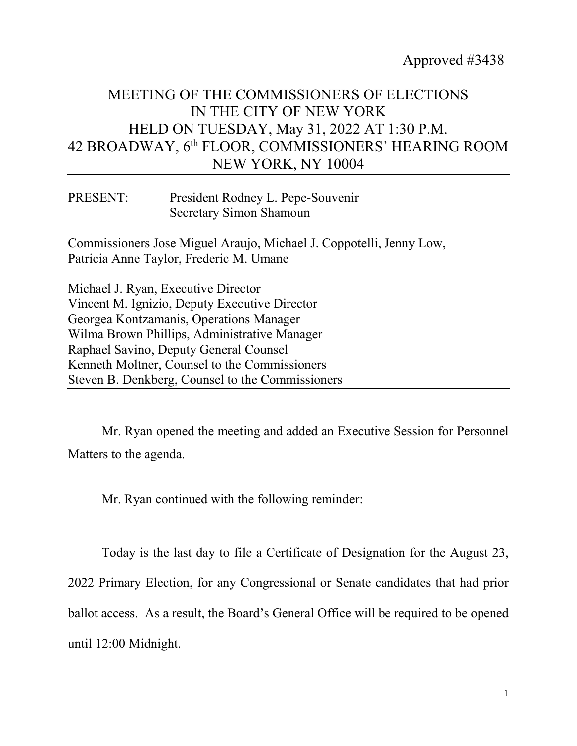Approved #3438

# MEETING OF THE COMMISSIONERS OF ELECTIONS IN THE CITY OF NEW YORK HELD ON TUESDAY, May 31, 2022 AT 1:30 P.M. 42 BROADWAY, 6th FLOOR, COMMISSIONERS' HEARING ROOM NEW YORK, NY 10004

PRESENT: President Rodney L. Pepe-Souvenir
Secretary Simon Shamoun

Commissioners Jose Miguel Araujo, Michael J. Coppotelli, Jenny Low, Patricia Anne Taylor, Frederic M. Umane

Michael J. Ryan, Executive Director
Vincent M. Ignizio, Deputy Executive Director
Georgea Kontzamanis, Operations Manager
Wilma Brown Phillips, Administrative Manager
Raphael Savino, Deputy General Counsel
Kenneth Moltner, Counsel to the Commissioners
Steven B. Denkberg, Counsel to the Commissioners

---

Mr. Ryan opened the meeting and added an Executive Session for Personnel Matters to the agenda.

Mr. Ryan continued with the following reminder:

Today is the last day to file a Certificate of Designation for the August 23, 2022 Primary Election, for any Congressional or Senate candidates that had prior ballot access. As a result, the Board's General Office will be required to be opened until 12:00 Midnight.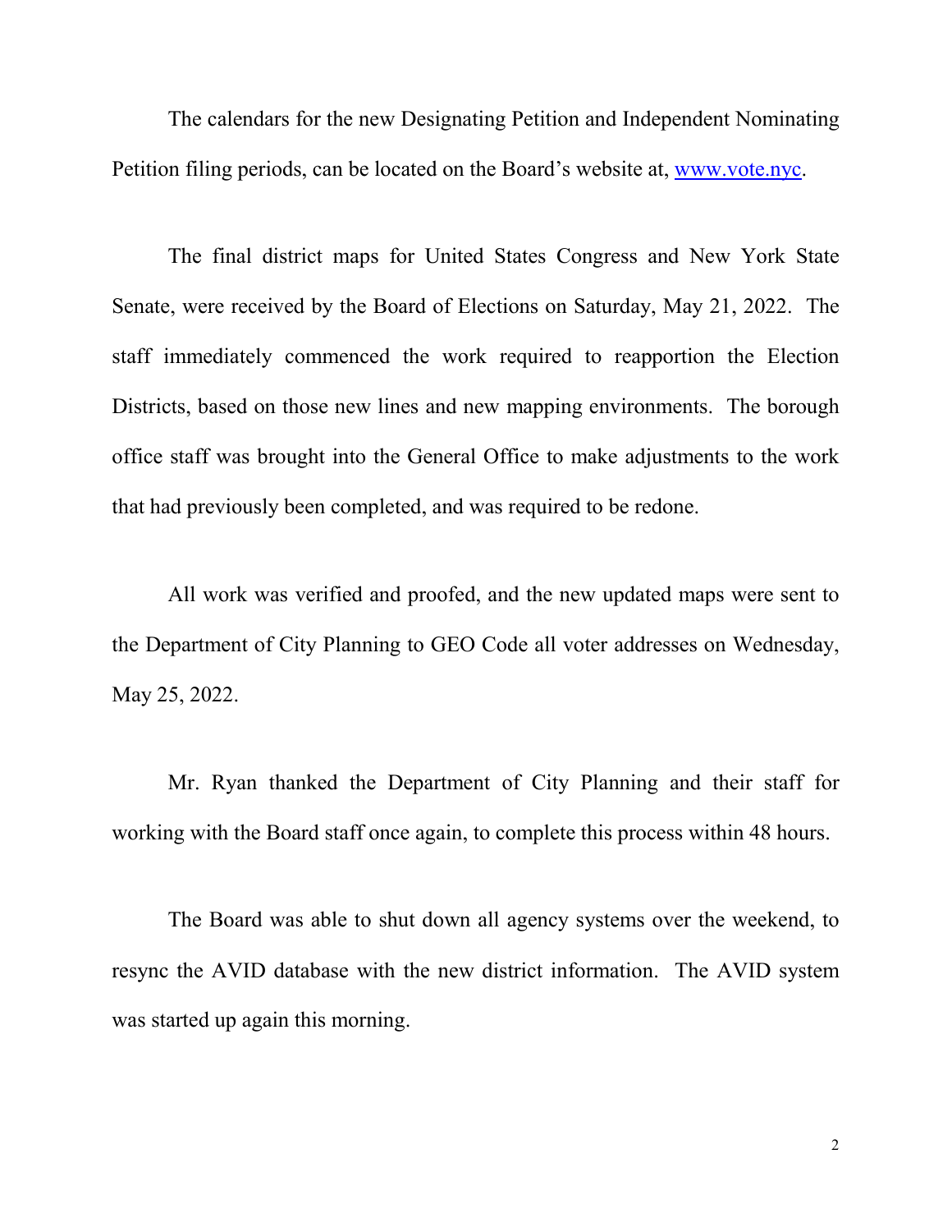The calendars for the new Designating Petition and Independent Nominating Petition filing periods, can be located on the Board's website at, [www.vote.nyc](www.vote.nyc).

The final district maps for United States Congress and New York State Senate, were received by the Board of Elections on Saturday, May 21, 2022. The staff immediately commenced the work required to reapportion the Election Districts, based on those new lines and new mapping environments. The borough office staff was brought into the General Office to make adjustments to the work that had previously been completed, and was required to be redone.

All work was verified and proofed, and the new updated maps were sent to the Department of City Planning to GEO Code all voter addresses on Wednesday, May 25, 2022.

Mr. Ryan thanked the Department of City Planning and their staff for working with the Board staff once again, to complete this process within 48 hours.

The Board was able to shut down all agency systems over the weekend, to resync the AVID database with the new district information. The AVID system was started up again this morning.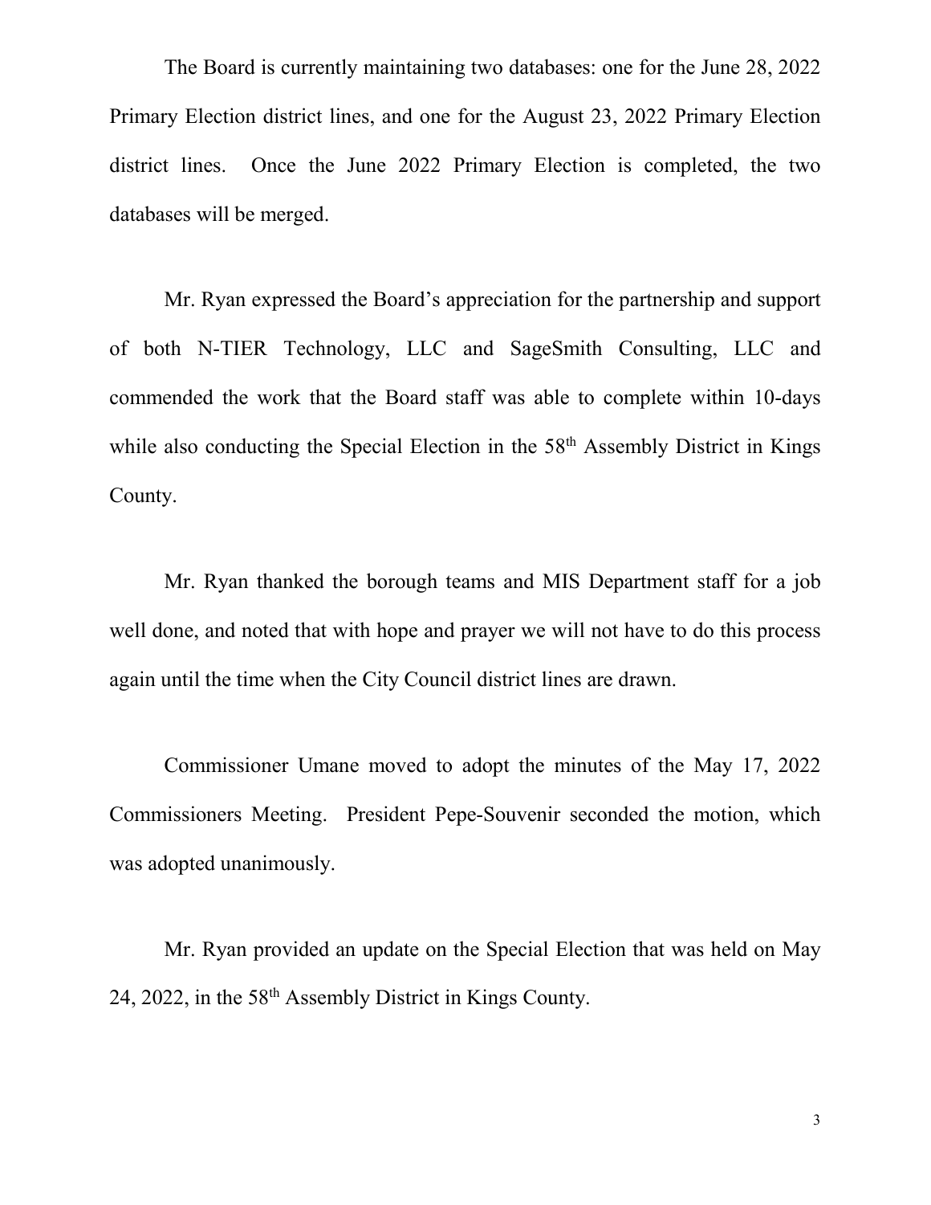The Board is currently maintaining two databases: one for the June 28, 2022 Primary Election district lines, and one for the August 23, 2022 Primary Election district lines. Once the June 2022 Primary Election is completed, the two databases will be merged.

Mr. Ryan expressed the Board's appreciation for the partnership and support of both N-TIER Technology, LLC and SageSmith Consulting, LLC and commended the work that the Board staff was able to complete within 10-days while also conducting the Special Election in the 58th Assembly District in Kings County.

Mr. Ryan thanked the borough teams and MIS Department staff for a job well done, and noted that with hope and prayer we will not have to do this process again until the time when the City Council district lines are drawn.

Commissioner Umane moved to adopt the minutes of the May 17, 2022 Commissioners Meeting. President Pepe-Souvenir seconded the motion, which was adopted unanimously.

Mr. Ryan provided an update on the Special Election that was held on May 24, 2022, in the 58th Assembly District in Kings County.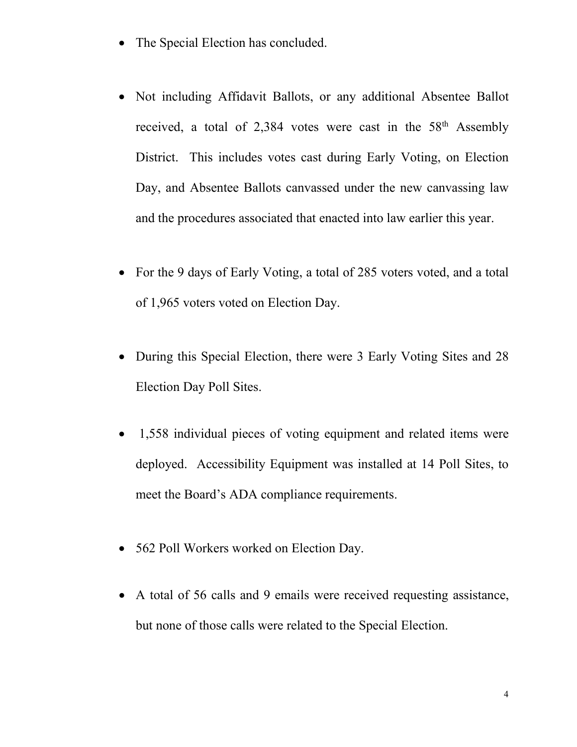- The Special Election has concluded.

- Not including Affidavit Ballots, or any additional Absentee Ballot received, a total of 2,384 votes were cast in the 58th Assembly District. This includes votes cast during Early Voting, on Election Day, and Absentee Ballots canvassed under the new canvassing law and the procedures associated that enacted into law earlier this year.

- For the 9 days of Early Voting, a total of 285 voters voted, and a total of 1,965 voters voted on Election Day.

- During this Special Election, there were 3 Early Voting Sites and 28 Election Day Poll Sites.

- 1,558 individual pieces of voting equipment and related items were deployed. Accessibility Equipment was installed at 14 Poll Sites, to meet the Board's ADA compliance requirements.

- 562 Poll Workers worked on Election Day.

- A total of 56 calls and 9 emails were received requesting assistance, but none of those calls were related to the Special Election.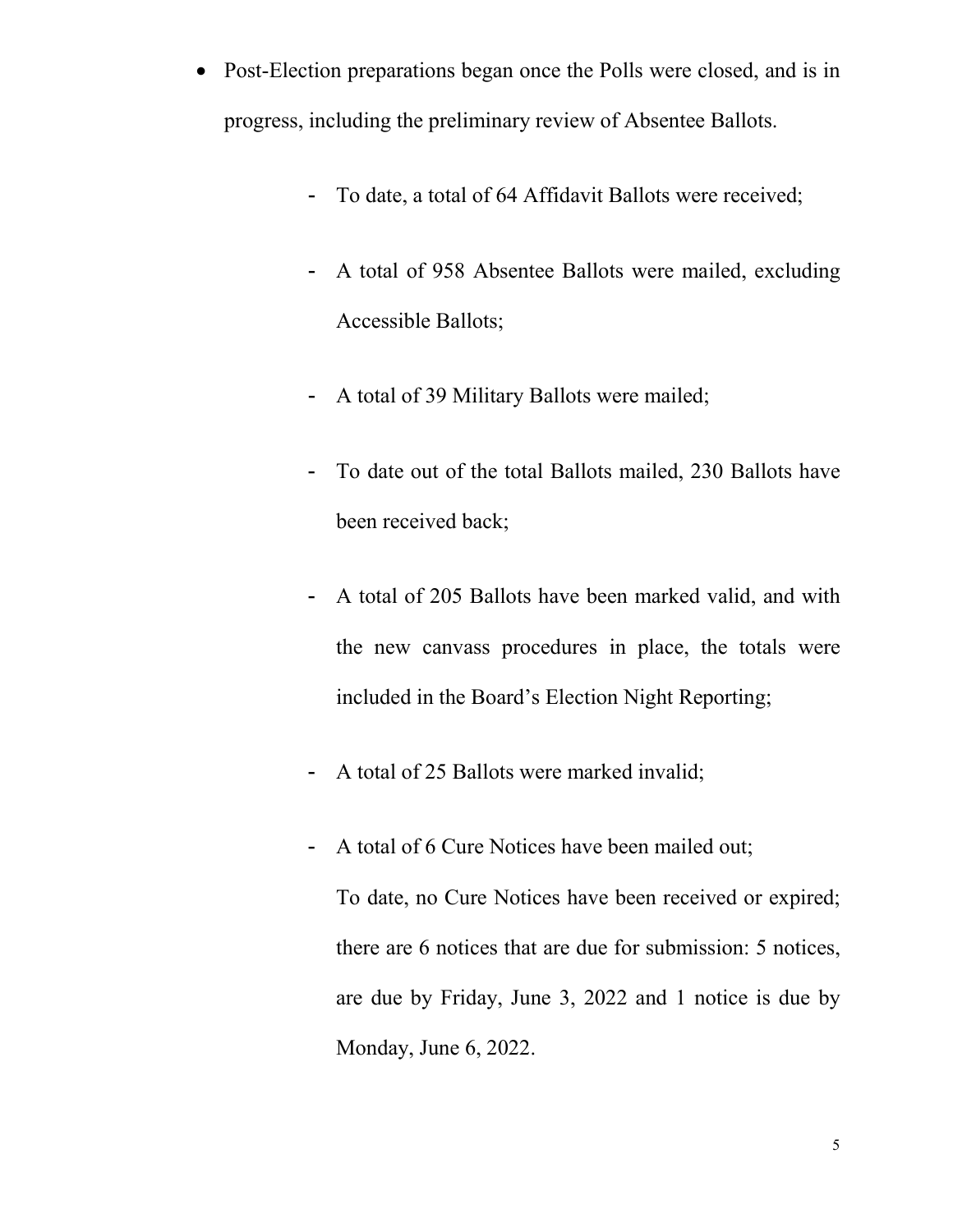- Post-Election preparations began once the Polls were closed, and is in progress, including the preliminary review of Absentee Ballots.
    - To date, a total of 64 Affidavit Ballots were received;
    - A total of 958 Absentee Ballots were mailed, excluding Accessible Ballots;
    - A total of 39 Military Ballots were mailed;
    - To date out of the total Ballots mailed, 230 Ballots have been received back;
    - A total of 205 Ballots have been marked valid, and with the new canvass procedures in place, the totals were included in the Board's Election Night Reporting;
    - A total of 25 Ballots were marked invalid;
    - A total of 6 Cure Notices have been mailed out;

      To date, no Cure Notices have been received or expired; there are 6 notices that are due for submission: 5 notices, are due by Friday, June 3, 2022 and 1 notice is due by Monday, June 6, 2022.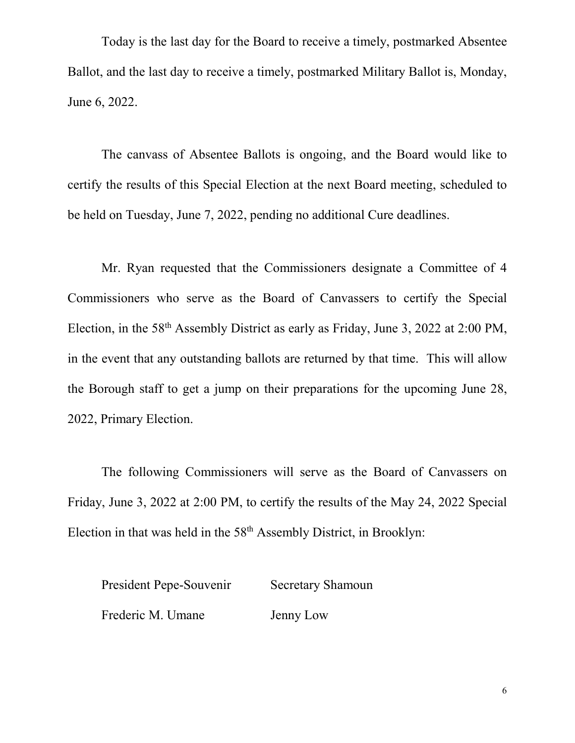Today is the last day for the Board to receive a timely, postmarked Absentee Ballot, and the last day to receive a timely, postmarked Military Ballot is, Monday, June 6, 2022.

The canvass of Absentee Ballots is ongoing, and the Board would like to certify the results of this Special Election at the next Board meeting, scheduled to be held on Tuesday, June 7, 2022, pending no additional Cure deadlines.

Mr. Ryan requested that the Commissioners designate a Committee of 4 Commissioners who serve as the Board of Canvassers to certify the Special Election, in the 58th Assembly District as early as Friday, June 3, 2022 at 2:00 PM, in the event that any outstanding ballots are returned by that time. This will allow the Borough staff to get a jump on their preparations for the upcoming June 28, 2022, Primary Election.

The following Commissioners will serve as the Board of Canvassers on Friday, June 3, 2022 at 2:00 PM, to certify the results of the May 24, 2022 Special Election in that was held in the 58th Assembly District, in Brooklyn:

| | |
|---|---|
| President Pepe-Souvenir | Secretary Shamoun |
| Frederic M. Umane | Jenny Low |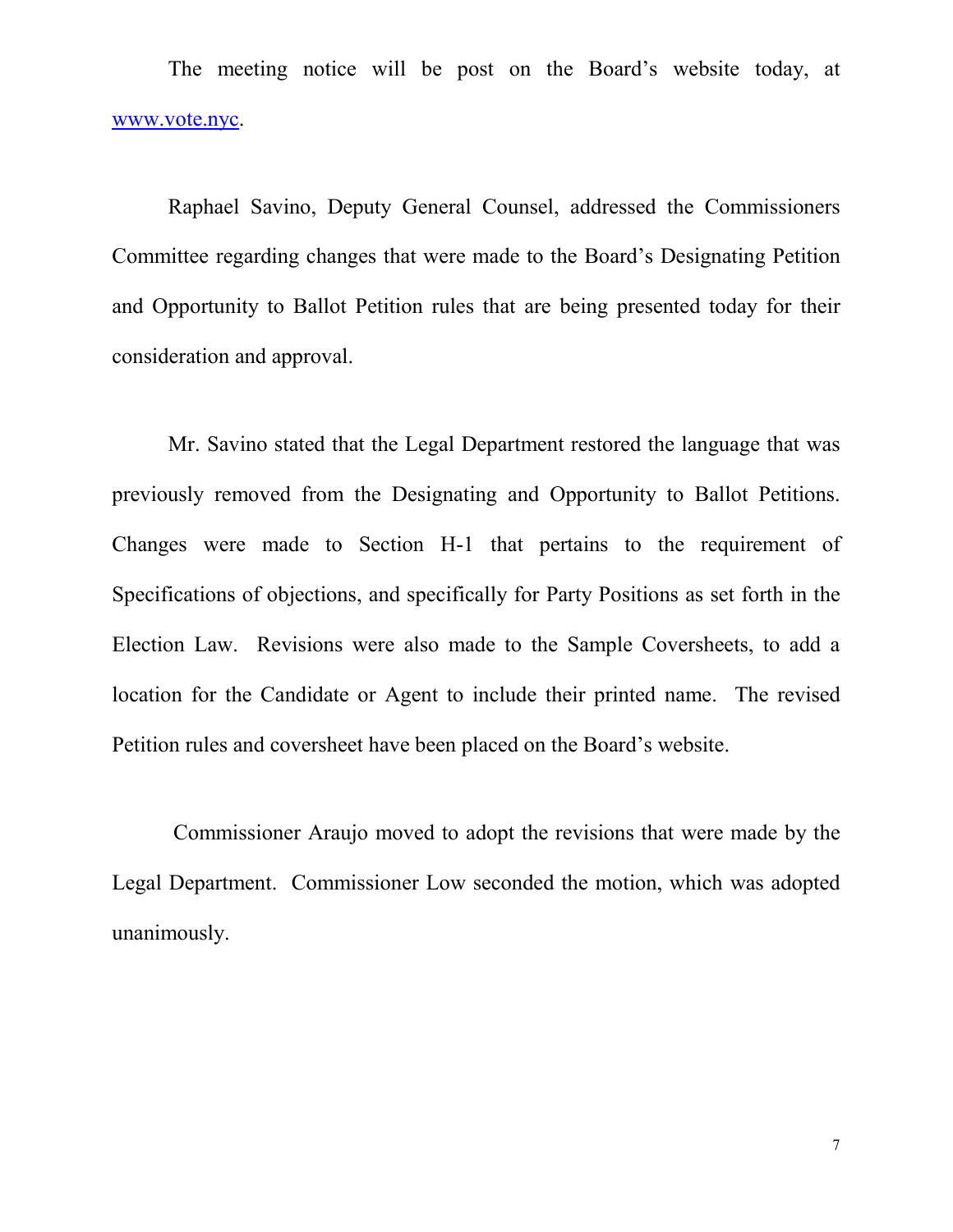The meeting notice will be post on the Board's website today, at [www.vote.nyc](www.vote.nyc).

Raphael Savino, Deputy General Counsel, addressed the Commissioners Committee regarding changes that were made to the Board's Designating Petition and Opportunity to Ballot Petition rules that are being presented today for their consideration and approval.

Mr. Savino stated that the Legal Department restored the language that was previously removed from the Designating and Opportunity to Ballot Petitions. Changes were made to Section H-1 that pertains to the requirement of Specifications of objections, and specifically for Party Positions as set forth in the Election Law. Revisions were also made to the Sample Coversheets, to add a location for the Candidate or Agent to include their printed name. The revised Petition rules and coversheet have been placed on the Board's website.

Commissioner Araujo moved to adopt the revisions that were made by the Legal Department. Commissioner Low seconded the motion, which was adopted unanimously.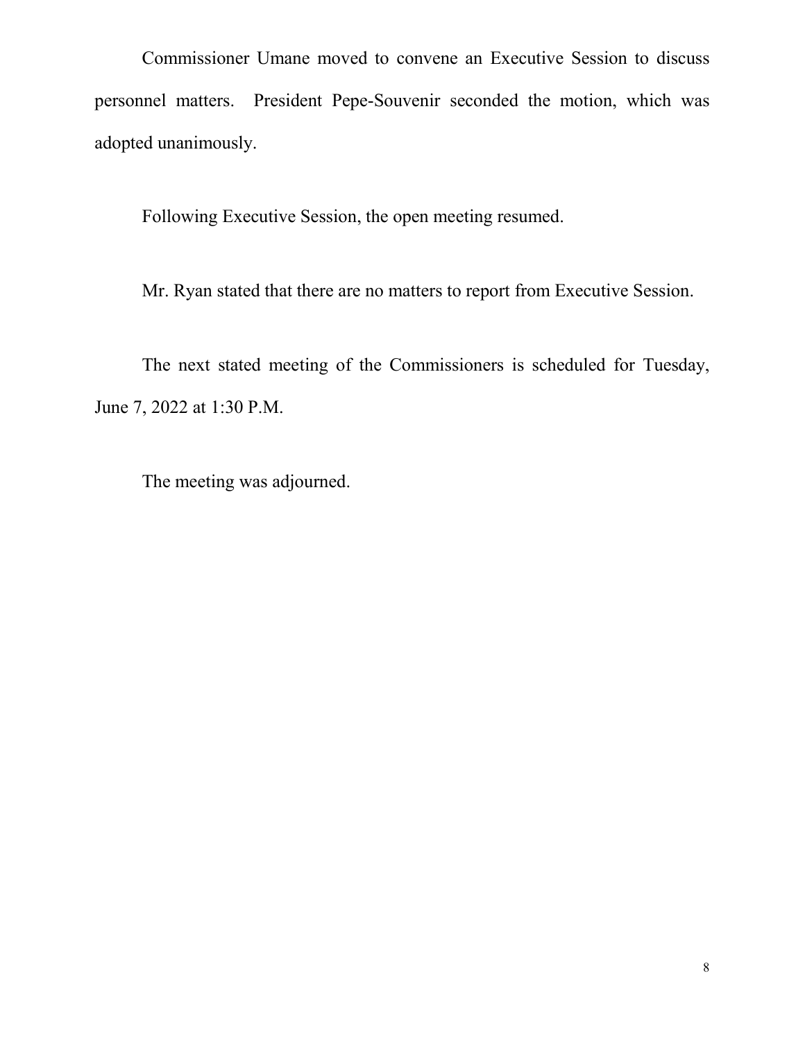Commissioner Umane moved to convene an Executive Session to discuss personnel matters. President Pepe-Souvenir seconded the motion, which was adopted unanimously.

Following Executive Session, the open meeting resumed.

Mr. Ryan stated that there are no matters to report from Executive Session.

The next stated meeting of the Commissioners is scheduled for Tuesday, June 7, 2022 at 1:30 P.M.

The meeting was adjourned.